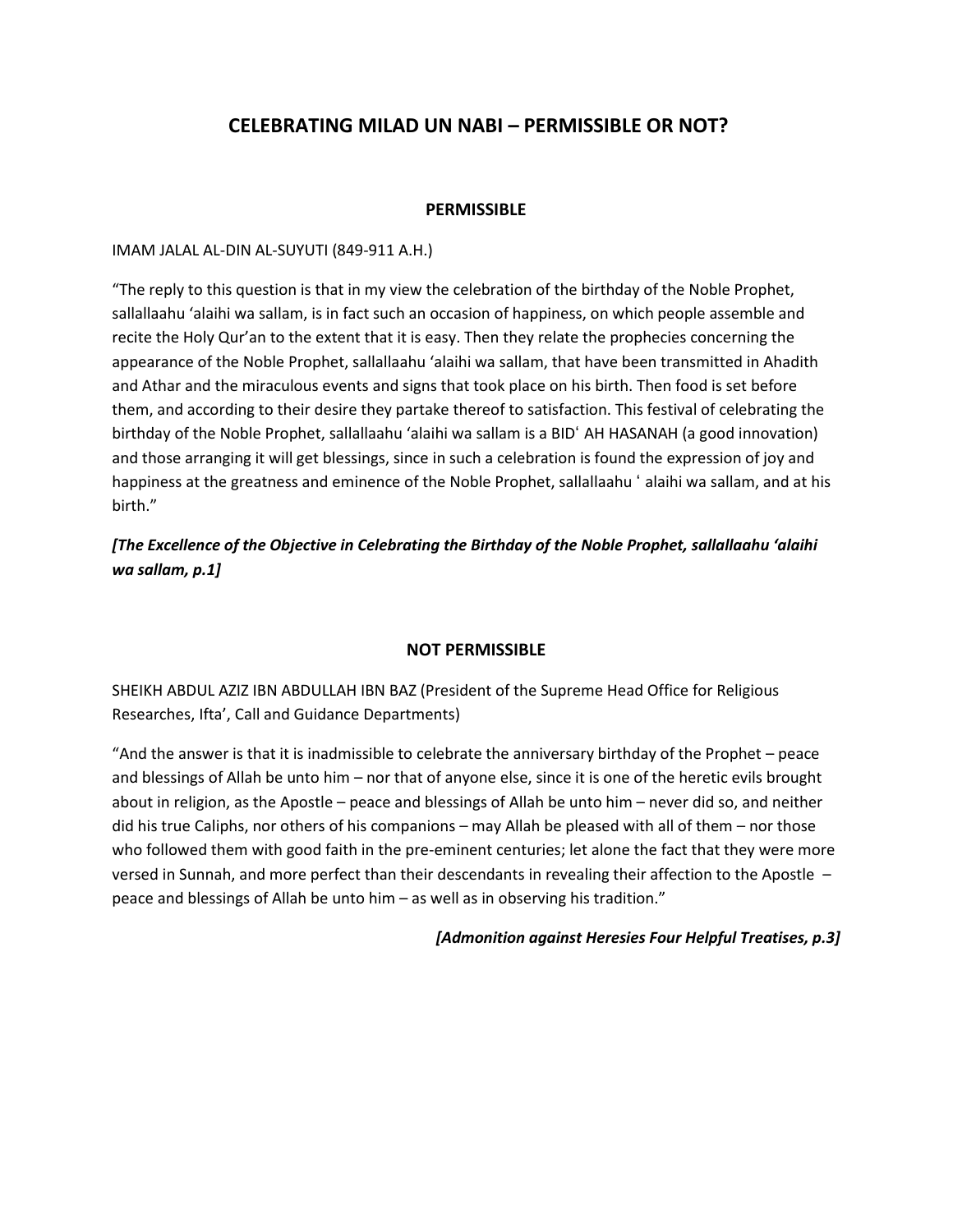# CELEBRATING MILAD UN NABI – PERMISSIBLE OR NOT?

## PERMISSIBLE

IMAM JALAL AL-DIN AL-SUYUTI (849-911 A.H.)

"The reply to this question is that in my view the celebration of the birthday of the Noble Prophet, sallallaahu 'alaihi wa sallam, is in fact such an occasion of happiness, on which people assemble and recite the Holy Qur'an to the extent that it is easy. Then they relate the prophecies concerning the appearance of the Noble Prophet, sallallaahu 'alaihi wa sallam, that have been transmitted in Ahadith and Athar and the miraculous events and signs that took place on his birth. Then food is set before them, and according to their desire they partake thereof to satisfaction. This festival of celebrating the birthday of the Noble Prophet, sallallaahu 'alaihi wa sallam is a BIDʿ AH HASANAH (a good innovation) and those arranging it will get blessings, since in such a celebration is found the expression of joy and happiness at the greatness and eminence of the Noble Prophet, sallallaahu ʿ alaihi wa sallam, and at his birth."

***[The Excellence of the Objective in Celebrating the Birthday of the Noble Prophet, sallallaahu 'alaihi wa sallam, p.1]***

## NOT PERMISSIBLE

SHEIKH ABDUL AZIZ IBN ABDULLAH IBN BAZ (President of the Supreme Head Office for Religious Researches, Ifta', Call and Guidance Departments)

"And the answer is that it is inadmissible to celebrate the anniversary birthday of the Prophet – peace and blessings of Allah be unto him – nor that of anyone else, since it is one of the heretic evils brought about in religion, as the Apostle – peace and blessings of Allah be unto him – never did so, and neither did his true Caliphs, nor others of his companions – may Allah be pleased with all of them – nor those who followed them with good faith in the pre-eminent centuries; let alone the fact that they were more versed in Sunnah, and more perfect than their descendants in revealing their affection to the Apostle – peace and blessings of Allah be unto him – as well as in observing his tradition."

***[Admonition against Heresies Four Helpful Treatises, p.3]***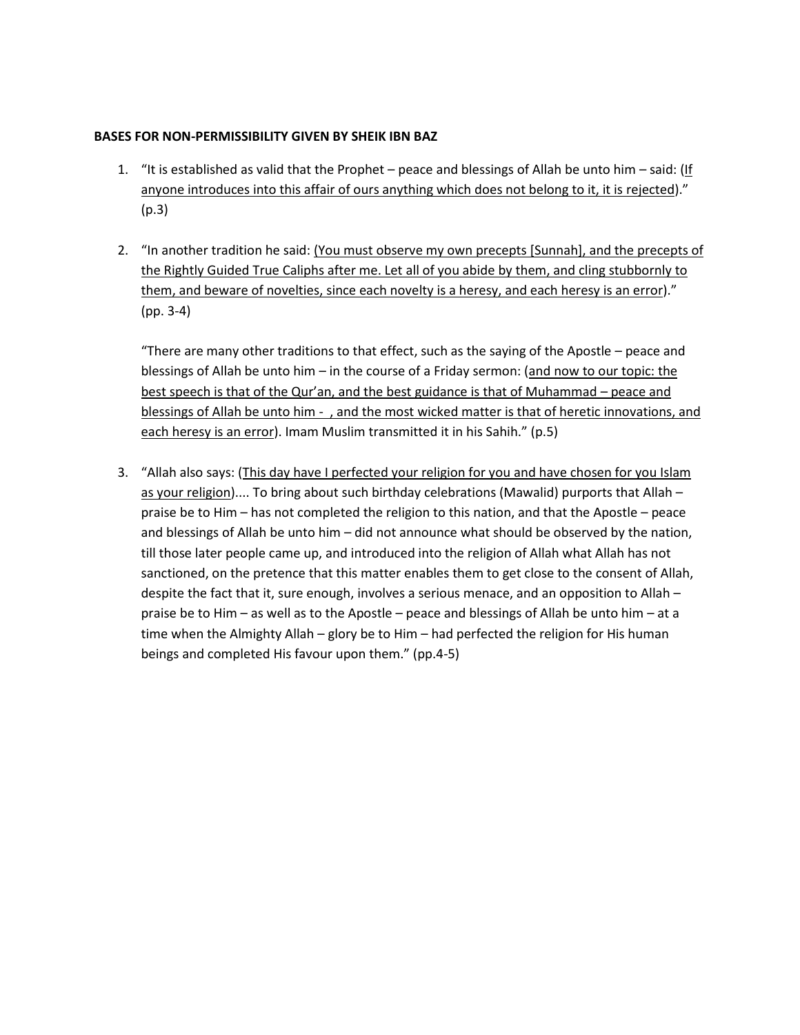**BASES FOR NON-PERMISSIBILITY GIVEN BY SHEIK IBN BAZ**

1. "It is established as valid that the Prophet – peace and blessings of Allah be unto him – said: (<u>If anyone introduces into this affair of ours anything which does not belong to it, it is rejected</u>)." (p.3)

2. "In another tradition he said: (<u>You must observe my own precepts [Sunnah], and the precepts of the Rightly Guided True Caliphs after me. Let all of you abide by them, and cling stubbornly to them, and beware of novelties, since each novelty is a heresy, and each heresy is an error</u>)." (pp. 3-4)

   "There are many other traditions to that effect, such as the saying of the Apostle – peace and blessings of Allah be unto him – in the course of a Friday sermon: (<u>and now to our topic: the best speech is that of the Qur'an, and the best guidance is that of Muhammad – peace and blessings of Allah be unto him - , and the most wicked matter is that of heretic innovations, and each heresy is an error</u>). Imam Muslim transmitted it in his Sahih." (p.5)

3. "Allah also says: (<u>This day have I perfected your religion for you and have chosen for you Islam as your religion</u>).... To bring about such birthday celebrations (Mawalid) purports that Allah – praise be to Him – has not completed the religion to this nation, and that the Apostle – peace and blessings of Allah be unto him – did not announce what should be observed by the nation, till those later people came up, and introduced into the religion of Allah what Allah has not sanctioned, on the pretence that this matter enables them to get close to the consent of Allah, despite the fact that it, sure enough, involves a serious menace, and an opposition to Allah – praise be to Him – as well as to the Apostle – peace and blessings of Allah be unto him – at a time when the Almighty Allah – glory be to Him – had perfected the religion for His human beings and completed His favour upon them." (pp.4-5)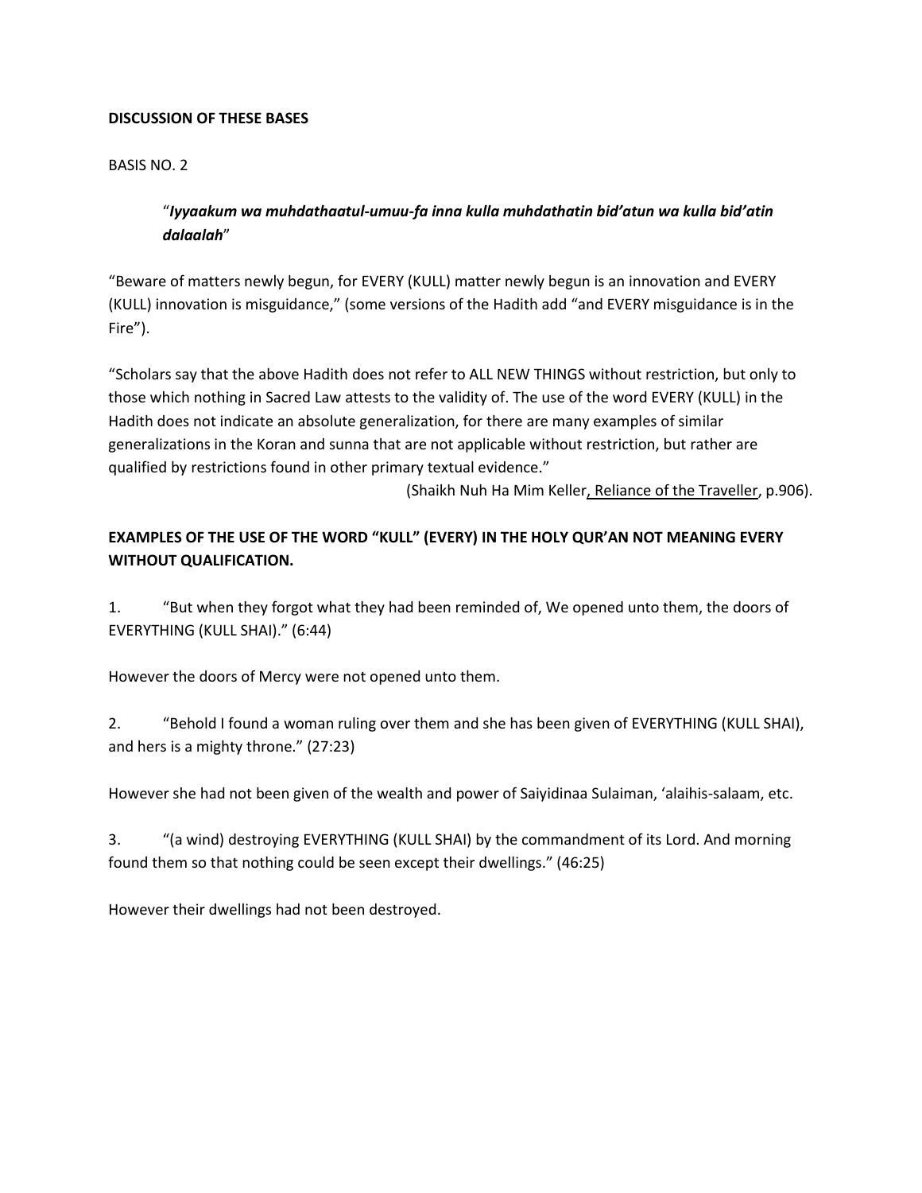**DISCUSSION OF THESE BASES**

BASIS NO. 2

> "***Iyyaakum wa muhdathaatul-umuu-fa inna kulla muhdathatin bid'atun wa kulla bid'atin dalaalah***"

"Beware of matters newly begun, for EVERY (KULL) matter newly begun is an innovation and EVERY (KULL) innovation is misguidance," (some versions of the Hadith add "and EVERY misguidance is in the Fire").

"Scholars say that the above Hadith does not refer to ALL NEW THINGS without restriction, but only to those which nothing in Sacred Law attests to the validity of. The use of the word EVERY (KULL) in the Hadith does not indicate an absolute generalization, for there are many examples of similar generalizations in the Koran and sunna that are not applicable without restriction, but rather are qualified by restrictions found in other primary textual evidence."

(Shaikh Nuh Ha Mim Keller, Reliance of the Traveller, p.906).

**EXAMPLES OF THE USE OF THE WORD "KULL" (EVERY) IN THE HOLY QUR'AN NOT MEANING EVERY WITHOUT QUALIFICATION.**

1. "But when they forgot what they had been reminded of, We opened unto them, the doors of EVERYTHING (KULL SHAI)." (6:44)

However the doors of Mercy were not opened unto them.

2. "Behold I found a woman ruling over them and she has been given of EVERYTHING (KULL SHAI), and hers is a mighty throne." (27:23)

However she had not been given of the wealth and power of Saiyidinaa Sulaiman, 'alaihis-salaam, etc.

3. "(a wind) destroying EVERYTHING (KULL SHAI) by the commandment of its Lord. And morning found them so that nothing could be seen except their dwellings." (46:25)

However their dwellings had not been destroyed.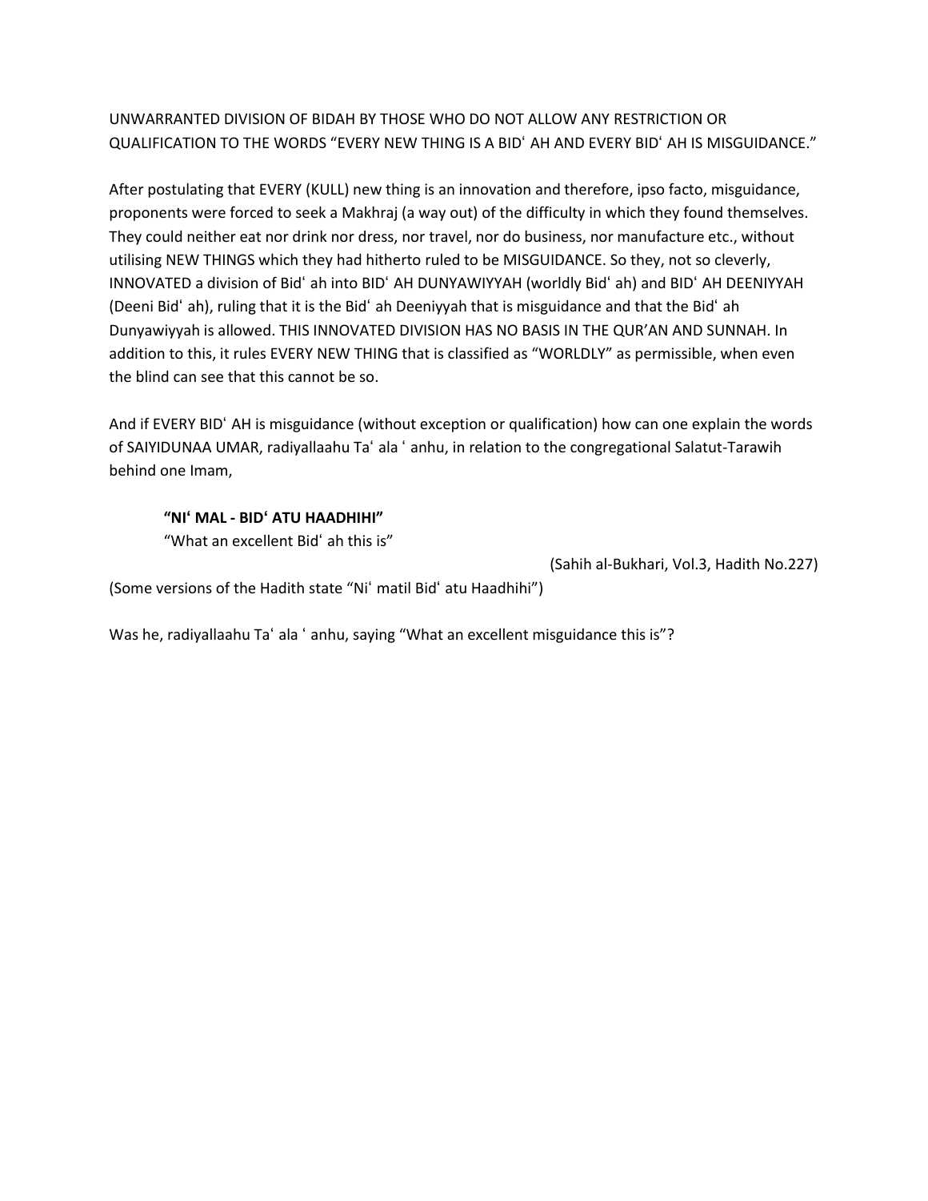UNWARRANTED DIVISION OF BIDAH BY THOSE WHO DO NOT ALLOW ANY RESTRICTION OR QUALIFICATION TO THE WORDS "EVERY NEW THING IS A BIDʿ AH AND EVERY BIDʿ AH IS MISGUIDANCE."

After postulating that EVERY (KULL) new thing is an innovation and therefore, ipso facto, misguidance, proponents were forced to seek a Makhraj (a way out) of the difficulty in which they found themselves. They could neither eat nor drink nor dress, nor travel, nor do business, nor manufacture etc., without utilising NEW THINGS which they had hitherto ruled to be MISGUIDANCE. So they, not so cleverly, INNOVATED a division of Bidʿ ah into BIDʿ AH DUNYAWIYYAH (worldly Bidʿ ah) and BIDʿ AH DEENIYYAH (Deeni Bidʿ ah), ruling that it is the Bidʿ ah Deeniyyah that is misguidance and that the Bidʿ ah Dunyawiyyah is allowed. THIS INNOVATED DIVISION HAS NO BASIS IN THE QUR'AN AND SUNNAH. In addition to this, it rules EVERY NEW THING that is classified as "WORLDLY" as permissible, when even the blind can see that this cannot be so.

And if EVERY BIDʿ AH is misguidance (without exception or qualification) how can one explain the words of SAIYIDUNAA UMAR, radiyallaahu Taʿ ala ʿ anhu, in relation to the congregational Salatut-Tarawih behind one Imam,

> **"NIʿ MAL - BIDʿ ATU HAADHIHI"**
> "What an excellent Bidʿ ah this is"

(Sahih al-Bukhari, Vol.3, Hadith No.227)

(Some versions of the Hadith state "Niʿ matil Bidʿ atu Haadhihi")

Was he, radiyallaahu Taʿ ala ʿ anhu, saying "What an excellent misguidance this is"?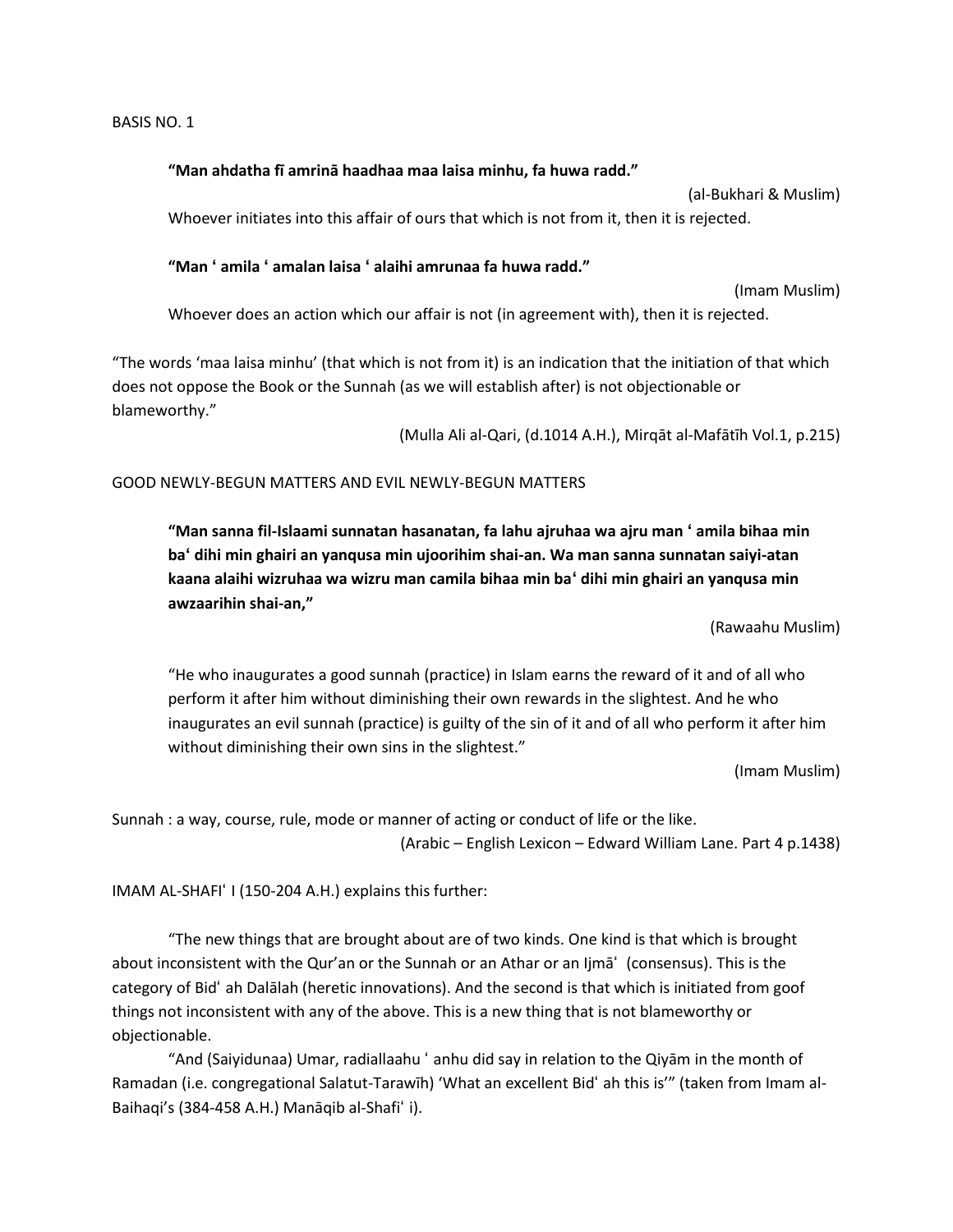BASIS NO. 1

> **"Man ahdatha fī amrinā haadhaa maa laisa minhu, fa huwa radd."**
>
> (al-Bukhari & Muslim)
>
> Whoever initiates into this affair of ours that which is not from it, then it is rejected.
>
> **"Man ' amila ' amalan laisa ' alaihi amrunaa fa huwa radd."**
>
> (Imam Muslim)
>
> Whoever does an action which our affair is not (in agreement with), then it is rejected.

"The words 'maa laisa minhu' (that which is not from it) is an indication that the initiation of that which does not oppose the Book or the Sunnah (as we will establish after) is not objectionable or blameworthy."

(Mulla Ali al-Qari, (d.1014 A.H.), Mirqāt al-Mafātīh Vol.1, p.215)

GOOD NEWLY-BEGUN MATTERS AND EVIL NEWLY-BEGUN MATTERS

> **"Man sanna fil-Islaami sunnatan hasanatan, fa lahu ajruhaa wa ajru man ' amila bihaa min baʿ dihi min ghairi an yanqusa min ujoorihim shai-an. Wa man sanna sunnatan saiyi-atan kaana alaihi wizruhaa wa wizru man camila bihaa min baʿ dihi min ghairi an yanqusa min awzaarihin shai-an,"**
>
> (Rawaahu Muslim)
>
> "He who inaugurates a good sunnah (practice) in Islam earns the reward of it and of all who perform it after him without diminishing their own rewards in the slightest. And he who inaugurates an evil sunnah (practice) is guilty of the sin of it and of all who perform it after him without diminishing their own sins in the slightest."
>
> (Imam Muslim)

Sunnah : a way, course, rule, mode or manner of acting or conduct of life or the like.

(Arabic – English Lexicon – Edward William Lane. Part 4 p.1438)

IMAM AL-SHAFIʿ I (150-204 A.H.) explains this further:

"The new things that are brought about are of two kinds. One kind is that which is brought about inconsistent with the Qur'an or the Sunnah or an Athar or an Ijmāʿ (consensus). This is the category of Bidʿ ah Dalālah (heretic innovations). And the second is that which is initiated from goof things not inconsistent with any of the above. This is a new thing that is not blameworthy or objectionable.

"And (Saiyidunaa) Umar, radiallaahu ʿ anhu did say in relation to the Qiyām in the month of Ramadan (i.e. congregational Salatut-Tarawīh) 'What an excellent Bidʿ ah this is'" (taken from Imam al-Baihaqi's (384-458 A.H.) Manāqib al-Shafiʿ i).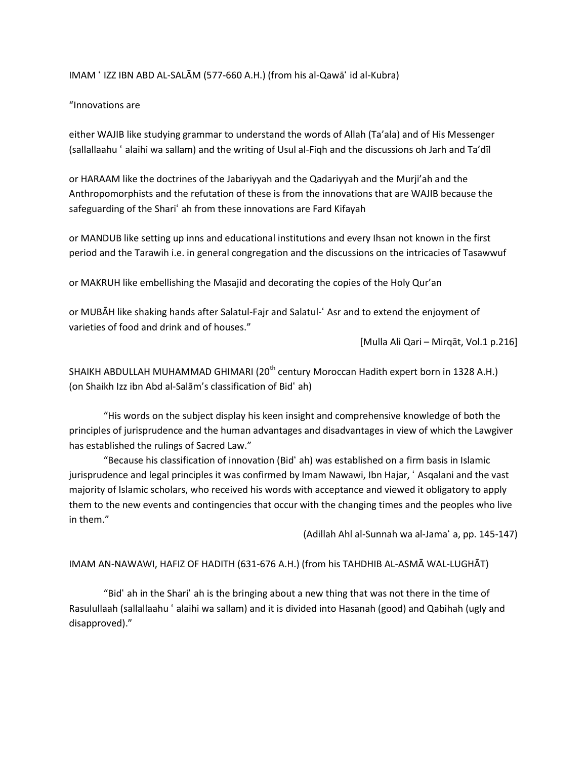IMAM ʿ IZZ IBN ABD AL-SALĀM (577-660 A.H.) (from his al-Qawāʿ id al-Kubra)

“Innovations are

either WAJIB like studying grammar to understand the words of Allah (Ta’ala) and of His Messenger (sallallaahu ʿ alaihi wa sallam) and the writing of Usul al-Fiqh and the discussions oh Jarh and Ta’dīl

or HARAAM like the doctrines of the Jabariyyah and the Qadariyyah and the Murji’ah and the Anthropomorphists and the refutation of these is from the innovations that are WAJIB because the safeguarding of the Shariʿ ah from these innovations are Fard Kifayah

or MANDUB like setting up inns and educational institutions and every Ihsan not known in the first period and the Tarawih i.e. in general congregation and the discussions on the intricacies of Tasawwuf

or MAKRUH like embellishing the Masajid and decorating the copies of the Holy Qur’an

or MUBĀH like shaking hands after Salatul-Fajr and Salatul-ʿ Asr and to extend the enjoyment of varieties of food and drink and of houses.”

[Mulla Ali Qari – Mirqāt, Vol.1 p.216]

SHAIKH ABDULLAH MUHAMMAD GHIMARI (20th century Moroccan Hadith expert born in 1328 A.H.) (on Shaikh Izz ibn Abd al-Salām’s classification of Bidʿ ah)

“His words on the subject display his keen insight and comprehensive knowledge of both the principles of jurisprudence and the human advantages and disadvantages in view of which the Lawgiver has established the rulings of Sacred Law.”

“Because his classification of innovation (Bidʿ ah) was established on a firm basis in Islamic jurisprudence and legal principles it was confirmed by Imam Nawawi, Ibn Hajar, ʿ Asqalani and the vast majority of Islamic scholars, who received his words with acceptance and viewed it obligatory to apply them to the new events and contingencies that occur with the changing times and the peoples who live in them.”

(Adillah Ahl al-Sunnah wa al-Jamaʿ a, pp. 145-147)

IMAM AN-NAWAWI, HAFIZ OF HADITH (631-676 A.H.) (from his TAHDHIB AL-ASMĀ WAL-LUGHĀT)

“Bidʿ ah in the Shariʿ ah is the bringing about a new thing that was not there in the time of Rasulullaah (sallallaahu ʿ alaihi wa sallam) and it is divided into Hasanah (good) and Qabihah (ugly and disapproved).”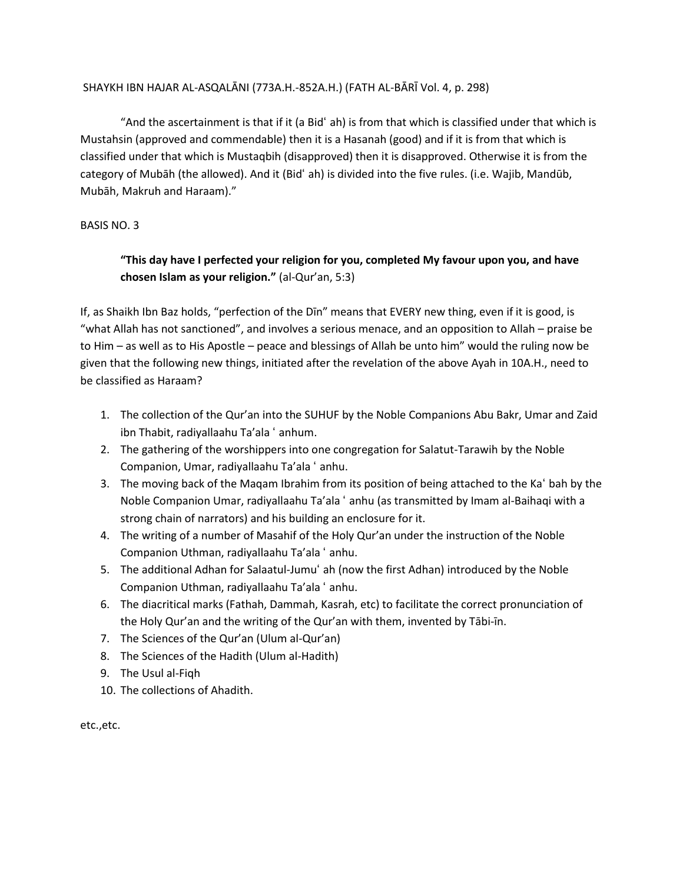SHAYKH IBN HAJAR AL-ASQALĀNI (773A.H.-852A.H.) (FATH AL-BĀRĪ Vol. 4, p. 298)

"And the ascertainment is that if it (a Bidʿ ah) is from that which is classified under that which is Mustahsin (approved and commendable) then it is a Hasanah (good) and if it is from that which is classified under that which is Mustaqbih (disapproved) then it is disapproved. Otherwise it is from the category of Mubāh (the allowed). And it (Bidʿ ah) is divided into the five rules. (i.e. Wajib, Mandūb, Mubāh, Makruh and Haraam)."

BASIS NO. 3

> **"This day have I perfected your religion for you, completed My favour upon you, and have chosen Islam as your religion."** (al-Qur'an, 5:3)

If, as Shaikh Ibn Baz holds, "perfection of the Dīn" means that EVERY new thing, even if it is good, is "what Allah has not sanctioned", and involves a serious menace, and an opposition to Allah – praise be to Him – as well as to His Apostle – peace and blessings of Allah be unto him" would the ruling now be given that the following new things, initiated after the revelation of the above Ayah in 10A.H., need to be classified as Haraam?

1. The collection of the Qur'an into the SUHUF by the Noble Companions Abu Bakr, Umar and Zaid ibn Thabit, radiyallaahu Ta'ala ʿ anhum.
2. The gathering of the worshippers into one congregation for Salatut-Tarawih by the Noble Companion, Umar, radiyallaahu Ta'ala ʿ anhu.
3. The moving back of the Maqam Ibrahim from its position of being attached to the Kaʿ bah by the Noble Companion Umar, radiyallaahu Ta'ala ʿ anhu (as transmitted by Imam al-Baihaqi with a strong chain of narrators) and his building an enclosure for it.
4. The writing of a number of Masahif of the Holy Qur'an under the instruction of the Noble Companion Uthman, radiyallaahu Ta'ala ʿ anhu.
5. The additional Adhan for Salaatul-Jumuʿ ah (now the first Adhan) introduced by the Noble Companion Uthman, radiyallaahu Ta'ala ʿ anhu.
6. The diacritical marks (Fathah, Dammah, Kasrah, etc) to facilitate the correct pronunciation of the Holy Qur'an and the writing of the Qur'an with them, invented by Tābi-īn.
7. The Sciences of the Qur'an (Ulum al-Qur'an)
8. The Sciences of the Hadith (Ulum al-Hadith)
9. The Usul al-Fiqh
10. The collections of Ahadith.

etc.,etc.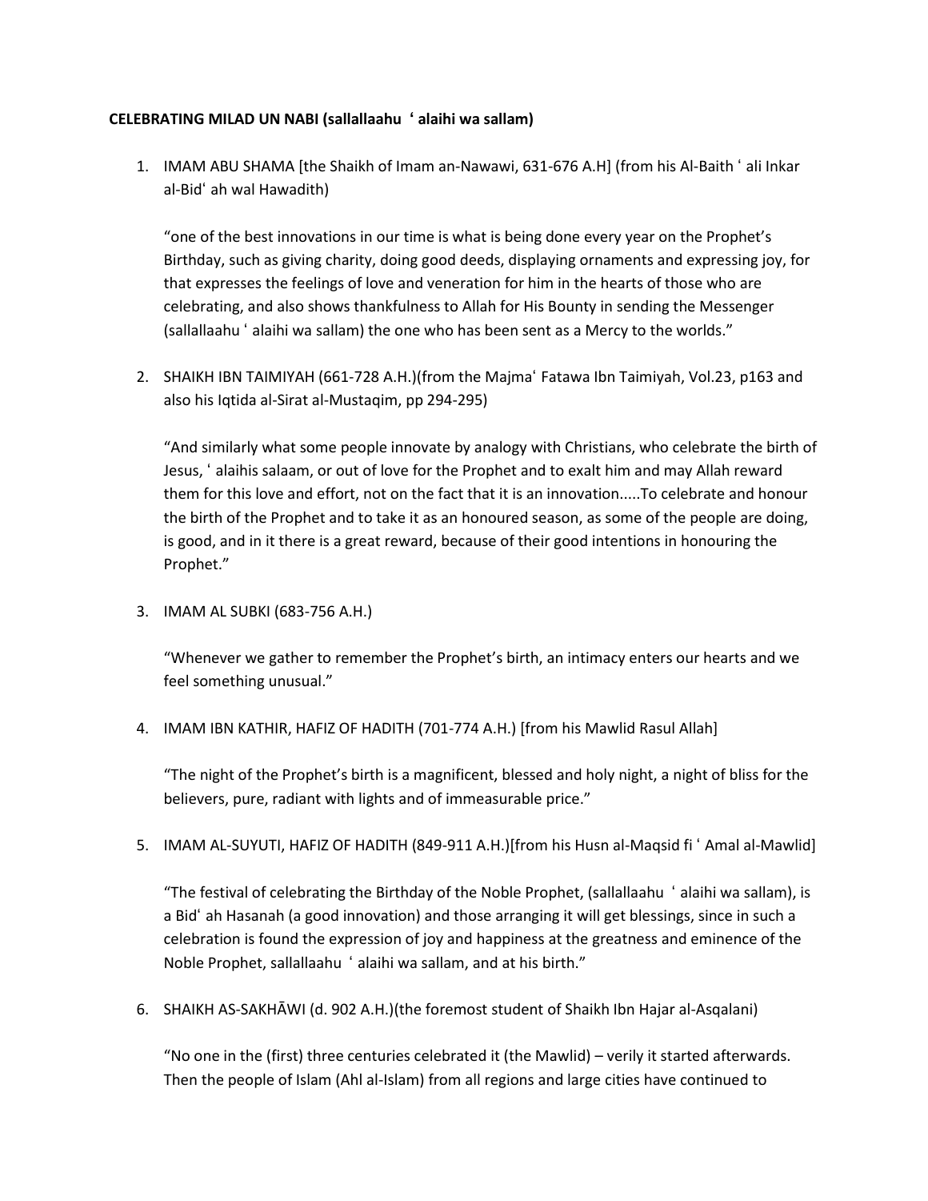**CELEBRATING MILAD UN NABI (sallallaahu ʿ alaihi wa sallam)**

1. IMAM ABU SHAMA [the Shaikh of Imam an-Nawawi, 631-676 A.H] (from his Al-Baith ʿ ali Inkar al-Bidʿ ah wal Hawadith)

   "one of the best innovations in our time is what is being done every year on the Prophet's Birthday, such as giving charity, doing good deeds, displaying ornaments and expressing joy, for that expresses the feelings of love and veneration for him in the hearts of those who are celebrating, and also shows thankfulness to Allah for His Bounty in sending the Messenger (sallallaahu ʿ alaihi wa sallam) the one who has been sent as a Mercy to the worlds."

2. SHAIKH IBN TAIMIYAH (661-728 A.H.)(from the Majmaʿ Fatawa Ibn Taimiyah, Vol.23, p163 and also his Iqtida al-Sirat al-Mustaqim, pp 294-295)

   "And similarly what some people innovate by analogy with Christians, who celebrate the birth of Jesus, ʿ alaihis salaam, or out of love for the Prophet and to exalt him and may Allah reward them for this love and effort, not on the fact that it is an innovation.....To celebrate and honour the birth of the Prophet and to take it as an honoured season, as some of the people are doing, is good, and in it there is a great reward, because of their good intentions in honouring the Prophet."

3. IMAM AL SUBKI (683-756 A.H.)

   "Whenever we gather to remember the Prophet's birth, an intimacy enters our hearts and we feel something unusual."

4. IMAM IBN KATHIR, HAFIZ OF HADITH (701-774 A.H.) [from his Mawlid Rasul Allah]

   "The night of the Prophet's birth is a magnificent, blessed and holy night, a night of bliss for the believers, pure, radiant with lights and of immeasurable price."

5. IMAM AL-SUYUTI, HAFIZ OF HADITH (849-911 A.H.)[from his Husn al-Maqsid fi ʿ Amal al-Mawlid]

   "The festival of celebrating the Birthday of the Noble Prophet, (sallallaahu ʿ alaihi wa sallam), is a Bidʿ ah Hasanah (a good innovation) and those arranging it will get blessings, since in such a celebration is found the expression of joy and happiness at the greatness and eminence of the Noble Prophet, sallallaahu ʿ alaihi wa sallam, and at his birth."

6. SHAIKH AS-SAKHĀWI (d. 902 A.H.)(the foremost student of Shaikh Ibn Hajar al-Asqalani)

   "No one in the (first) three centuries celebrated it (the Mawlid) – verily it started afterwards. Then the people of Islam (Ahl al-Islam) from all regions and large cities have continued to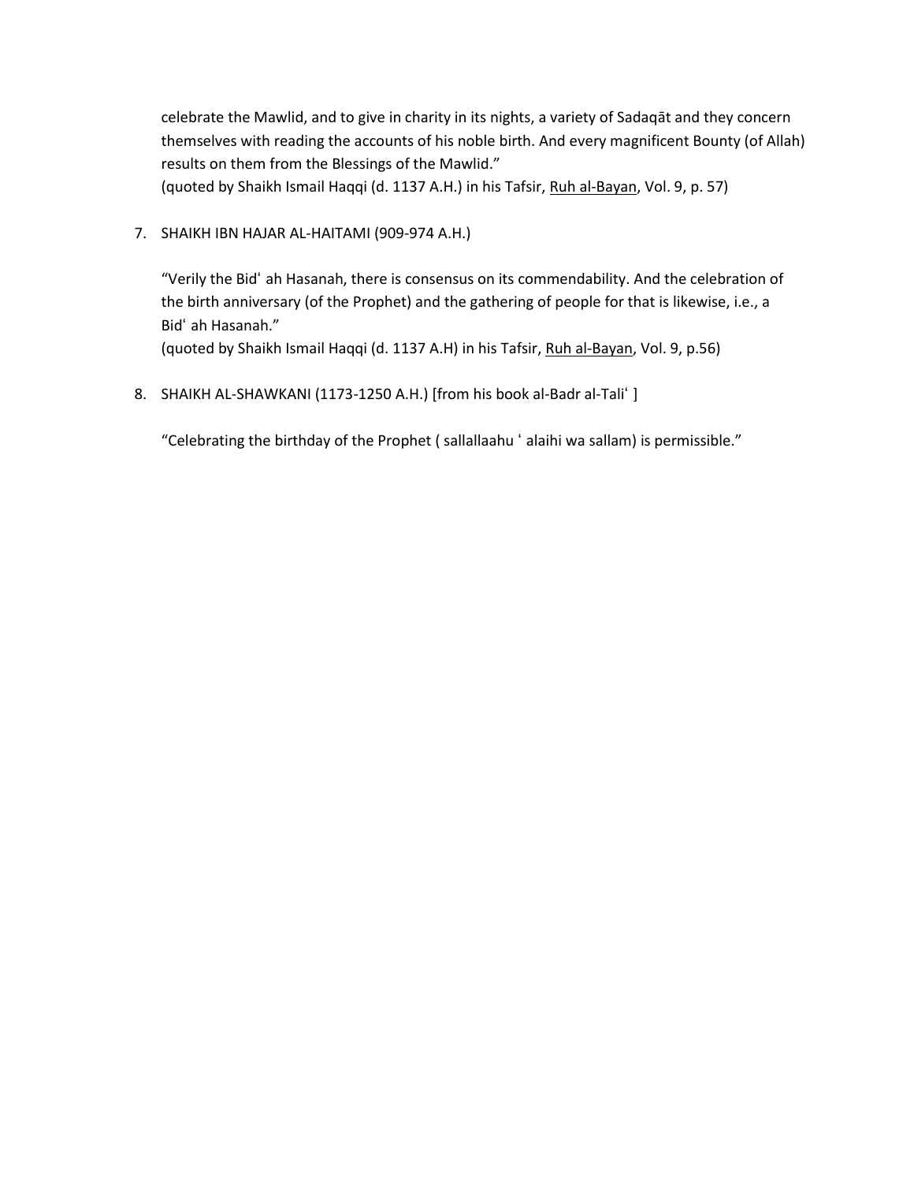celebrate the Mawlid, and to give in charity in its nights, a variety of Sadaqāt and they concern themselves with reading the accounts of his noble birth. And every magnificent Bounty (of Allah) results on them from the Blessings of the Mawlid."
(quoted by Shaikh Ismail Haqqi (d. 1137 A.H.) in his Tafsir, Ruh al-Bayan, Vol. 9, p. 57)

7. SHAIKH IBN HAJAR AL-HAITAMI (909-974 A.H.)

   "Verily the Bidʿ ah Hasanah, there is consensus on its commendability. And the celebration of the birth anniversary (of the Prophet) and the gathering of people for that is likewise, i.e., a Bidʿ ah Hasanah."
   (quoted by Shaikh Ismail Haqqi (d. 1137 A.H) in his Tafsir, Ruh al-Bayan, Vol. 9, p.56)

8. SHAIKH AL-SHAWKANI (1173-1250 A.H.) [from his book al-Badr al-Taliʿ ]

   "Celebrating the birthday of the Prophet ( sallallaahu ʿ alaihi wa sallam) is permissible."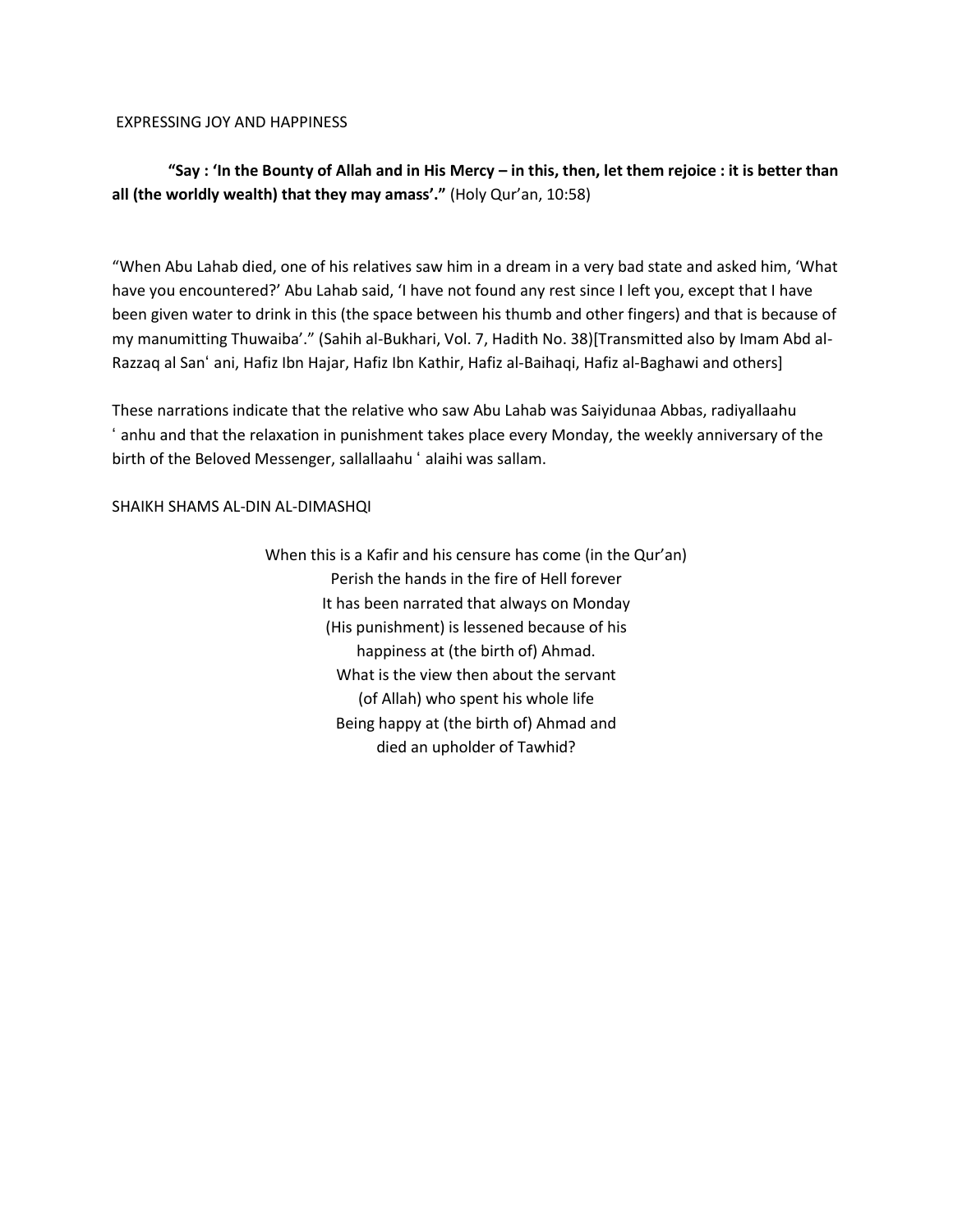## EXPRESSING JOY AND HAPPINESS

**"Say : 'In the Bounty of Allah and in His Mercy – in this, then, let them rejoice : it is better than all (the worldly wealth) that they may amass'."** (Holy Qur'an, 10:58)

"When Abu Lahab died, one of his relatives saw him in a dream in a very bad state and asked him, 'What have you encountered?' Abu Lahab said, 'I have not found any rest since I left you, except that I have been given water to drink in this (the space between his thumb and other fingers) and that is because of my manumitting Thuwaiba'." (Sahih al-Bukhari, Vol. 7, Hadith No. 38)[Transmitted also by Imam Abd al-Razzaq al Sanʿ ani, Hafiz Ibn Hajar, Hafiz Ibn Kathir, Hafiz al-Baihaqi, Hafiz al-Baghawi and others]

These narrations indicate that the relative who saw Abu Lahab was Saiyidunaa Abbas, radiyallaahu ʿ anhu and that the relaxation in punishment takes place every Monday, the weekly anniversary of the birth of the Beloved Messenger, sallallaahu ʿ alaihi was sallam.

## SHAIKH SHAMS AL-DIN AL-DIMASHQI

When this is a Kafir and his censure has come (in the Qur'an)
Perish the hands in the fire of Hell forever
It has been narrated that always on Monday
(His punishment) is lessened because of his
happiness at (the birth of) Ahmad.
What is the view then about the servant
(of Allah) who spent his whole life
Being happy at (the birth of) Ahmad and
died an upholder of Tawhid?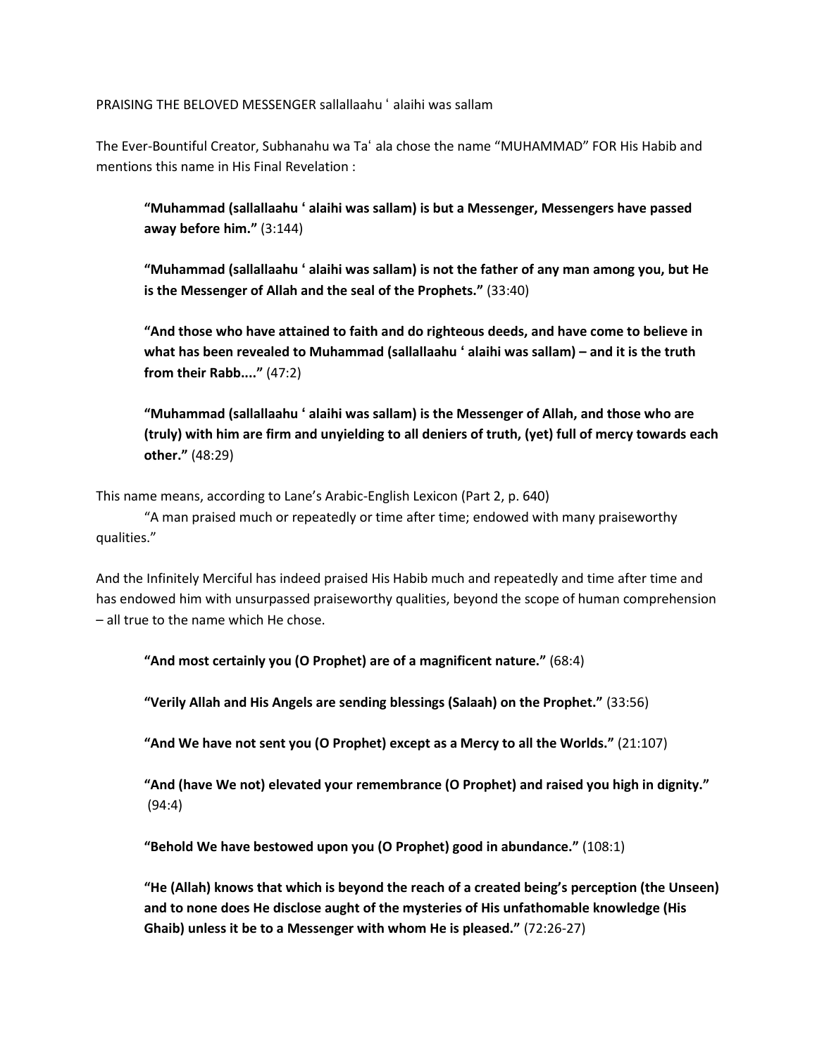PRAISING THE BELOVED MESSENGER sallallaahu ʿ alaihi was sallam

The Ever-Bountiful Creator, Subhanahu wa Taʿ ala chose the name "MUHAMMAD" FOR His Habib and mentions this name in His Final Revelation :

> **"Muhammad (sallallaahu ʿ alaihi was sallam) is but a Messenger, Messengers have passed away before him."** (3:144)
>
> **"Muhammad (sallallaahu ʿ alaihi was sallam) is not the father of any man among you, but He is the Messenger of Allah and the seal of the Prophets."** (33:40)
>
> **"And those who have attained to faith and do righteous deeds, and have come to believe in what has been revealed to Muhammad (sallallaahu ʿ alaihi was sallam) – and it is the truth from their Rabb...."** (47:2)
>
> **"Muhammad (sallallaahu ʿ alaihi was sallam) is the Messenger of Allah, and those who are (truly) with him are firm and unyielding to all deniers of truth, (yet) full of mercy towards each other."** (48:29)

This name means, according to Lane's Arabic-English Lexicon (Part 2, p. 640)

"A man praised much or repeatedly or time after time; endowed with many praiseworthy qualities."

And the Infinitely Merciful has indeed praised His Habib much and repeatedly and time after time and has endowed him with unsurpassed praiseworthy qualities, beyond the scope of human comprehension – all true to the name which He chose.

> **"And most certainly you (O Prophet) are of a magnificent nature."** (68:4)
>
> **"Verily Allah and His Angels are sending blessings (Salaah) on the Prophet."** (33:56)
>
> **"And We have not sent you (O Prophet) except as a Mercy to all the Worlds."** (21:107)
>
> **"And (have We not) elevated your remembrance (O Prophet) and raised you high in dignity."** (94:4)
>
> **"Behold We have bestowed upon you (O Prophet) good in abundance."** (108:1)
>
> **"He (Allah) knows that which is beyond the reach of a created being's perception (the Unseen) and to none does He disclose aught of the mysteries of His unfathomable knowledge (His Ghaib) unless it be to a Messenger with whom He is pleased."** (72:26-27)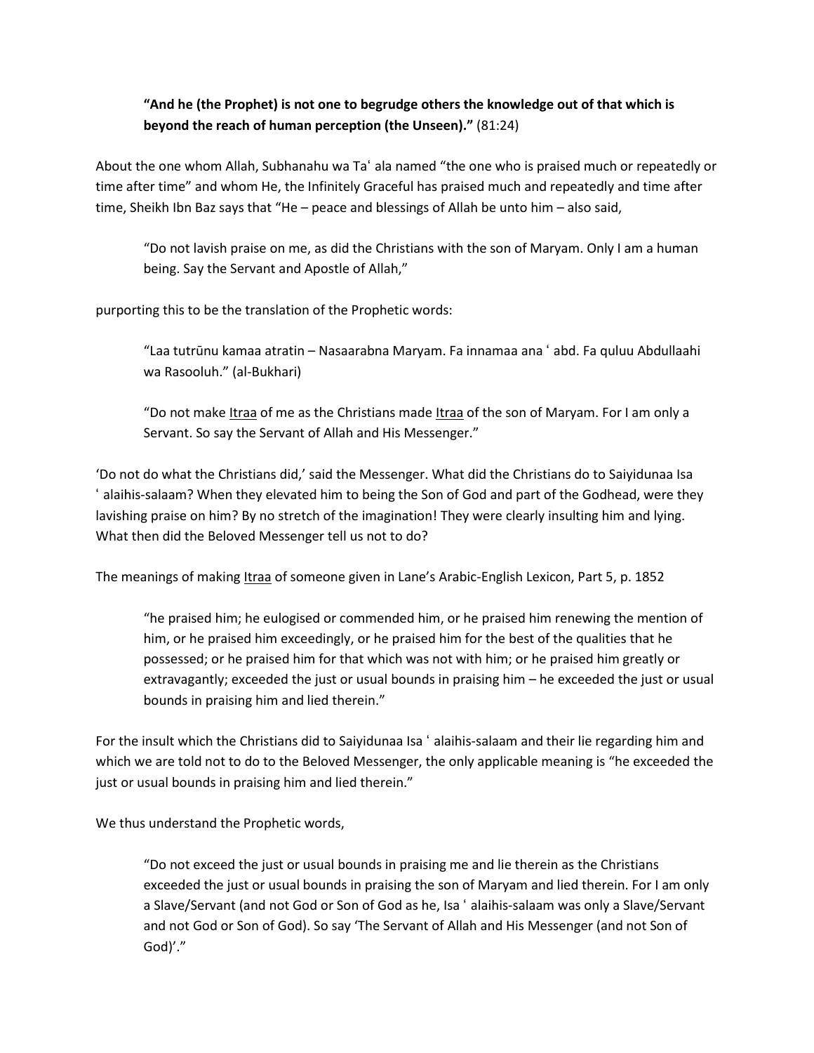**"And he (the Prophet) is not one to begrudge others the knowledge out of that which is beyond the reach of human perception (the Unseen)."** (81:24)

About the one whom Allah, Subhanahu wa Taʿ ala named "the one who is praised much or repeatedly or time after time" and whom He, the Infinitely Graceful has praised much and repeatedly and time after time, Sheikh Ibn Baz says that "He – peace and blessings of Allah be unto him – also said,

> "Do not lavish praise on me, as did the Christians with the son of Maryam. Only I am a human being. Say the Servant and Apostle of Allah,"

purporting this to be the translation of the Prophetic words:

> "Laa tutrūnu kamaa atratin – Nasaarabna Maryam. Fa innamaa ana ʿ abd. Fa quluu Abdullaahi wa Rasooluh." (al-Bukhari)

> "Do not make Itraa of me as the Christians made Itraa of the son of Maryam. For I am only a Servant. So say the Servant of Allah and His Messenger."

'Do not do what the Christians did,' said the Messenger. What did the Christians do to Saiyidunaa Isa ʿ alaihis-salaam? When they elevated him to being the Son of God and part of the Godhead, were they lavishing praise on him? By no stretch of the imagination! They were clearly insulting him and lying. What then did the Beloved Messenger tell us not to do?

The meanings of making Itraa of someone given in Lane's Arabic-English Lexicon, Part 5, p. 1852

> "he praised him; he eulogised or commended him, or he praised him renewing the mention of him, or he praised him exceedingly, or he praised him for the best of the qualities that he possessed; or he praised him for that which was not with him; or he praised him greatly or extravagantly; exceeded the just or usual bounds in praising him – he exceeded the just or usual bounds in praising him and lied therein."

For the insult which the Christians did to Saiyidunaa Isa ʿ alaihis-salaam and their lie regarding him and which we are told not to do to the Beloved Messenger, the only applicable meaning is "he exceeded the just or usual bounds in praising him and lied therein."

We thus understand the Prophetic words,

> "Do not exceed the just or usual bounds in praising me and lie therein as the Christians exceeded the just or usual bounds in praising the son of Maryam and lied therein. For I am only a Slave/Servant (and not God or Son of God as he, Isa ʿ alaihis-salaam was only a Slave/Servant and not God or Son of God). So say 'The Servant of Allah and His Messenger (and not Son of God)'."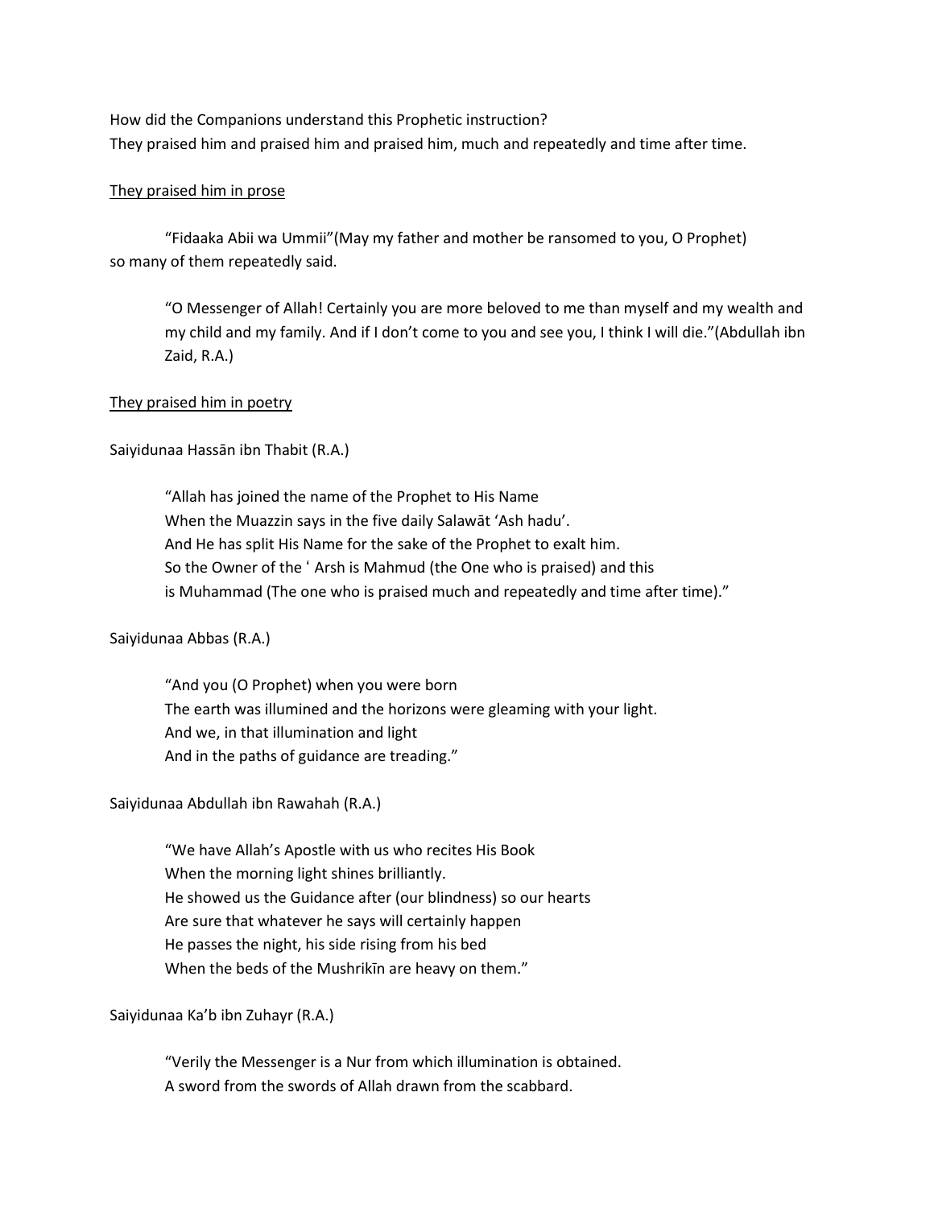How did the Companions understand this Prophetic instruction?
They praised him and praised him and praised him, much and repeatedly and time after time.

<u>They praised him in prose</u>

"Fidaaka Abii wa Ummii"(May my father and mother be ransomed to you, O Prophet) so many of them repeatedly said.

> "O Messenger of Allah! Certainly you are more beloved to me than myself and my wealth and my child and my family. And if I don't come to you and see you, I think I will die."(Abdullah ibn Zaid, R.A.)

<u>They praised him in poetry</u>

Saiyidunaa Hassān ibn Thabit (R.A.)

> "Allah has joined the name of the Prophet to His Name
> When the Muazzin says in the five daily Salawāt 'Ash hadu'.
> And He has split His Name for the sake of the Prophet to exalt him.
> So the Owner of the ʿ Arsh is Mahmud (the One who is praised) and this
> is Muhammad (The one who is praised much and repeatedly and time after time)."

Saiyidunaa Abbas (R.A.)

> "And you (O Prophet) when you were born
> The earth was illumined and the horizons were gleaming with your light.
> And we, in that illumination and light
> And in the paths of guidance are treading."

Saiyidunaa Abdullah ibn Rawahah (R.A.)

> "We have Allah's Apostle with us who recites His Book
> When the morning light shines brilliantly.
> He showed us the Guidance after (our blindness) so our hearts
> Are sure that whatever he says will certainly happen
> He passes the night, his side rising from his bed
> When the beds of the Mushrikīn are heavy on them."

Saiyidunaa Ka'b ibn Zuhayr (R.A.)

> "Verily the Messenger is a Nur from which illumination is obtained.
> A sword from the swords of Allah drawn from the scabbard.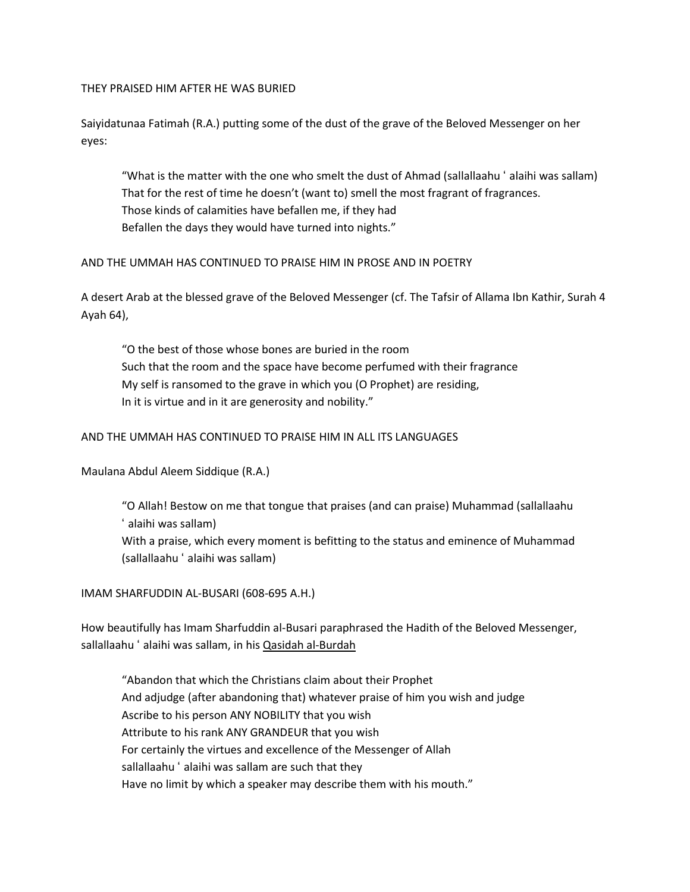THEY PRAISED HIM AFTER HE WAS BURIED

Saiyidatunaa Fatimah (R.A.) putting some of the dust of the grave of the Beloved Messenger on her eyes:

> "What is the matter with the one who smelt the dust of Ahmad (sallallaahu ʿ alaihi was sallam)
> That for the rest of time he doesn't (want to) smell the most fragrant of fragrances.
> Those kinds of calamities have befallen me, if they had
> Befallen the days they would have turned into nights."

AND THE UMMAH HAS CONTINUED TO PRAISE HIM IN PROSE AND IN POETRY

A desert Arab at the blessed grave of the Beloved Messenger (cf. The Tafsir of Allama Ibn Kathir, Surah 4 Ayah 64),

> "O the best of those whose bones are buried in the room
> Such that the room and the space have become perfumed with their fragrance
> My self is ransomed to the grave in which you (O Prophet) are residing,
> In it is virtue and in it are generosity and nobility."

AND THE UMMAH HAS CONTINUED TO PRAISE HIM IN ALL ITS LANGUAGES

Maulana Abdul Aleem Siddique (R.A.)

> "O Allah! Bestow on me that tongue that praises (and can praise) Muhammad (sallallaahu ʿ alaihi was sallam)
> With a praise, which every moment is befitting to the status and eminence of Muhammad (sallallaahu ʿ alaihi was sallam)

IMAM SHARFUDDIN AL-BUSARI (608-695 A.H.)

How beautifully has Imam Sharfuddin al-Busari paraphrased the Hadith of the Beloved Messenger, sallallaahu ʿ alaihi was sallam, in his Qasidah al-Burdah

> "Abandon that which the Christians claim about their Prophet
> And adjudge (after abandoning that) whatever praise of him you wish and judge
> Ascribe to his person ANY NOBILITY that you wish
> Attribute to his rank ANY GRANDEUR that you wish
> For certainly the virtues and excellence of the Messenger of Allah
> sallallaahu ʿ alaihi was sallam are such that they
> Have no limit by which a speaker may describe them with his mouth."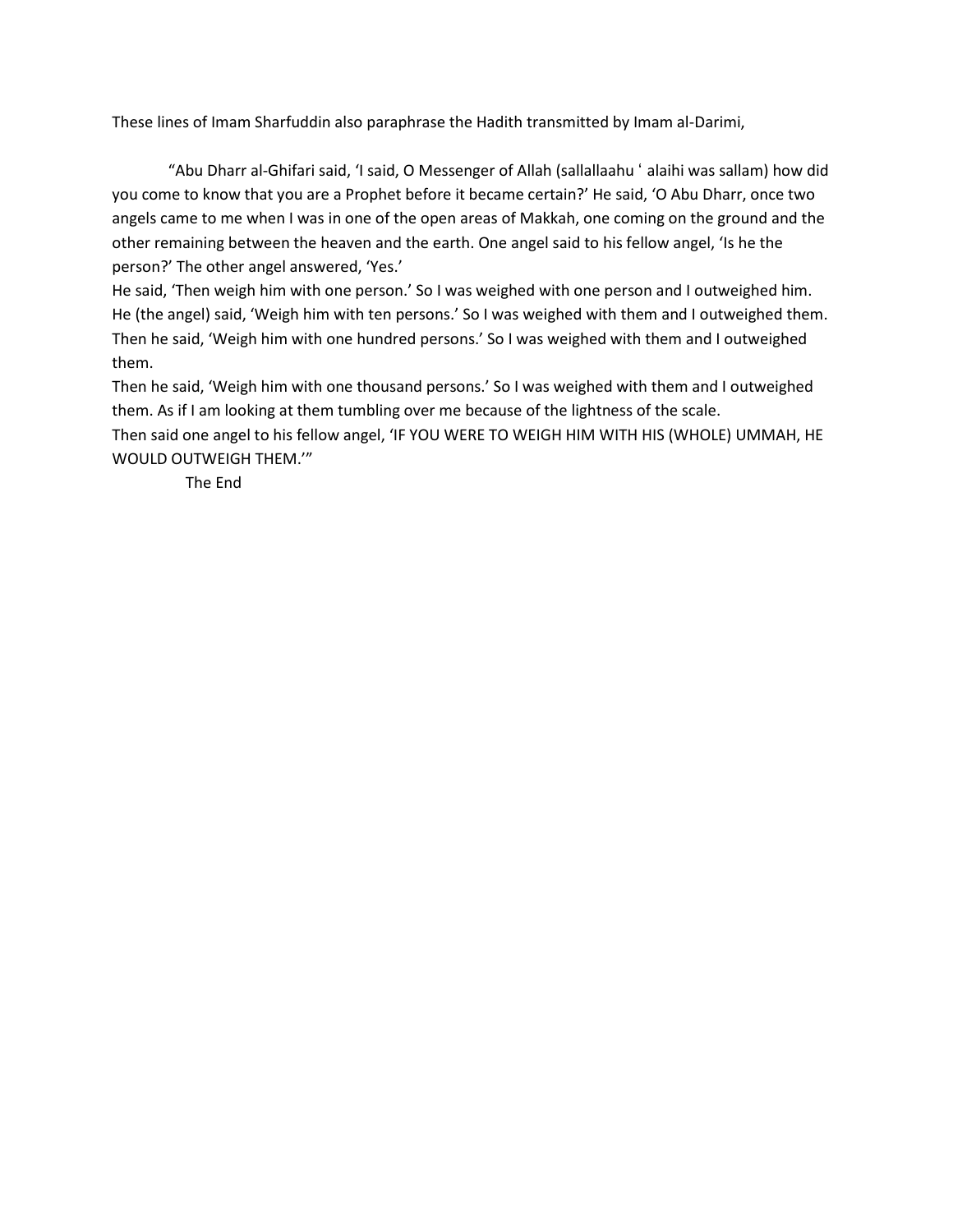These lines of Imam Sharfuddin also paraphrase the Hadith transmitted by Imam al-Darimi,

"Abu Dharr al-Ghifari said, 'I said, O Messenger of Allah (sallallaahu ʿ alaihi was sallam) how did you come to know that you are a Prophet before it became certain?' He said, 'O Abu Dharr, once two angels came to me when I was in one of the open areas of Makkah, one coming on the ground and the other remaining between the heaven and the earth. One angel said to his fellow angel, 'Is he the person?' The other angel answered, 'Yes.'

He said, 'Then weigh him with one person.' So I was weighed with one person and I outweighed him. He (the angel) said, 'Weigh him with ten persons.' So I was weighed with them and I outweighed them. Then he said, 'Weigh him with one hundred persons.' So I was weighed with them and I outweighed them.

Then he said, 'Weigh him with one thousand persons.' So I was weighed with them and I outweighed them. As if I am looking at them tumbling over me because of the lightness of the scale.

Then said one angel to his fellow angel, 'IF YOU WERE TO WEIGH HIM WITH HIS (WHOLE) UMMAH, HE WOULD OUTWEIGH THEM.'"

The End